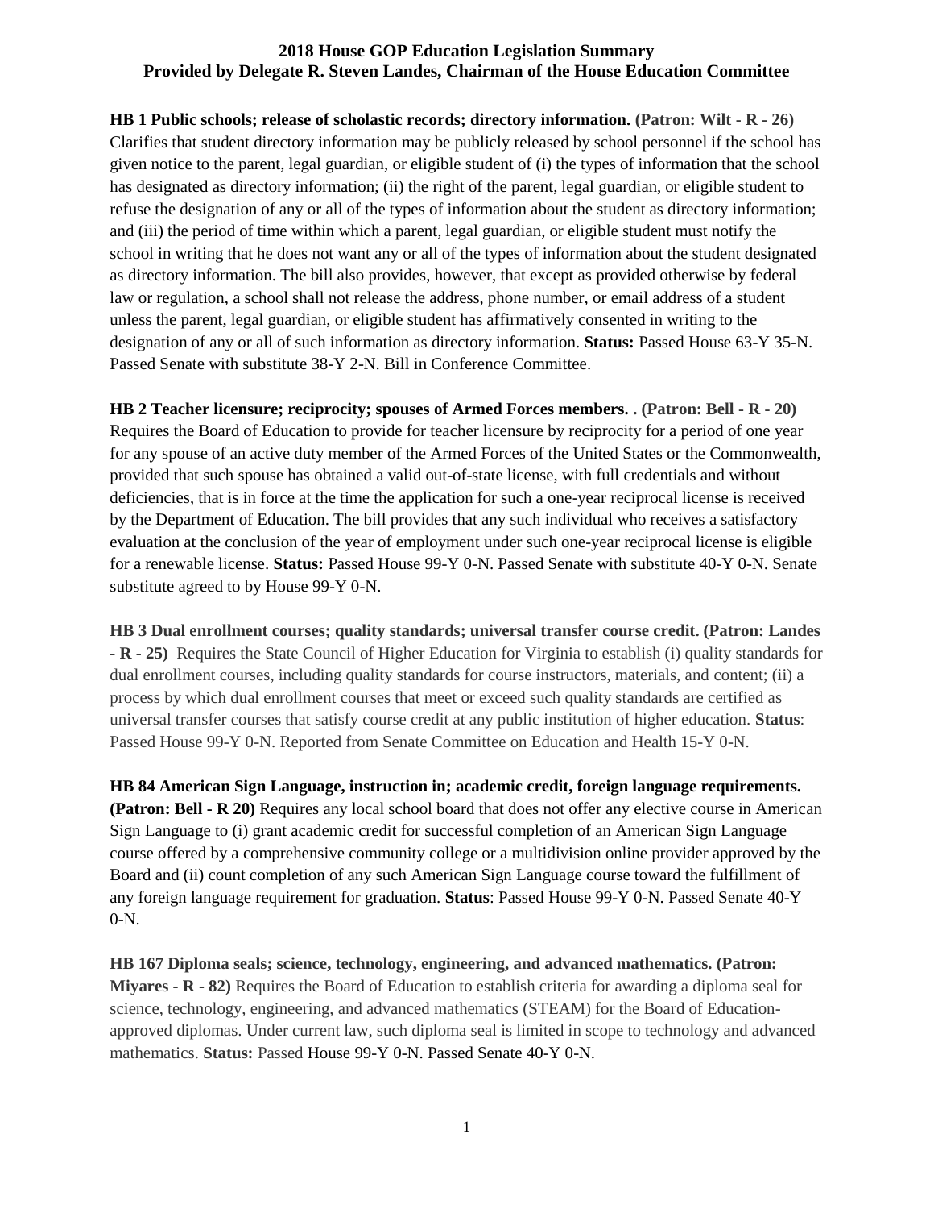# 2018 House GOP Education Legislation Summary
## Provided by Delegate R. Steven Landes, Chairman of the House Education Committee

**HB 1 Public schools; release of scholastic records; directory information. (Patron: Wilt - R - 26)** Clarifies that student directory information may be publicly released by school personnel if the school has given notice to the parent, legal guardian, or eligible student of (i) the types of information that the school has designated as directory information; (ii) the right of the parent, legal guardian, or eligible student to refuse the designation of any or all of the types of information about the student as directory information; and (iii) the period of time within which a parent, legal guardian, or eligible student must notify the school in writing that he does not want any or all of the types of information about the student designated as directory information. The bill also provides, however, that except as provided otherwise by federal law or regulation, a school shall not release the address, phone number, or email address of a student unless the parent, legal guardian, or eligible student has affirmatively consented in writing to the designation of any or all of such information as directory information. **Status:** Passed House 63-Y 35-N. Passed Senate with substitute 38-Y 2-N. Bill in Conference Committee.

**HB 2 Teacher licensure; reciprocity; spouses of Armed Forces members. . (Patron: Bell - R - 20)** Requires the Board of Education to provide for teacher licensure by reciprocity for a period of one year for any spouse of an active duty member of the Armed Forces of the United States or the Commonwealth, provided that such spouse has obtained a valid out-of-state license, with full credentials and without deficiencies, that is in force at the time the application for such a one-year reciprocal license is received by the Department of Education. The bill provides that any such individual who receives a satisfactory evaluation at the conclusion of the year of employment under such one-year reciprocal license is eligible for a renewable license. **Status:** Passed House 99-Y 0-N. Passed Senate with substitute 40-Y 0-N. Senate substitute agreed to by House 99-Y 0-N.

**HB 3 Dual enrollment courses; quality standards; universal transfer course credit. (Patron: Landes - R - 25)** Requires the State Council of Higher Education for Virginia to establish (i) quality standards for dual enrollment courses, including quality standards for course instructors, materials, and content; (ii) a process by which dual enrollment courses that meet or exceed such quality standards are certified as universal transfer courses that satisfy course credit at any public institution of higher education. **Status**: Passed House 99-Y 0-N. Reported from Senate Committee on Education and Health 15-Y 0-N.

**HB 84 American Sign Language, instruction in; academic credit, foreign language requirements. (Patron: Bell - R 20)** Requires any local school board that does not offer any elective course in American Sign Language to (i) grant academic credit for successful completion of an American Sign Language course offered by a comprehensive community college or a multidivision online provider approved by the Board and (ii) count completion of any such American Sign Language course toward the fulfillment of any foreign language requirement for graduation. **Status**: Passed House 99-Y 0-N. Passed Senate 40-Y 0-N.

**HB 167 Diploma seals; science, technology, engineering, and advanced mathematics. (Patron: Miyares - R - 82)** Requires the Board of Education to establish criteria for awarding a diploma seal for science, technology, engineering, and advanced mathematics (STEAM) for the Board of Education-approved diplomas. Under current law, such diploma seal is limited in scope to technology and advanced mathematics. **Status:** Passed House 99-Y 0-N. Passed Senate 40-Y 0-N.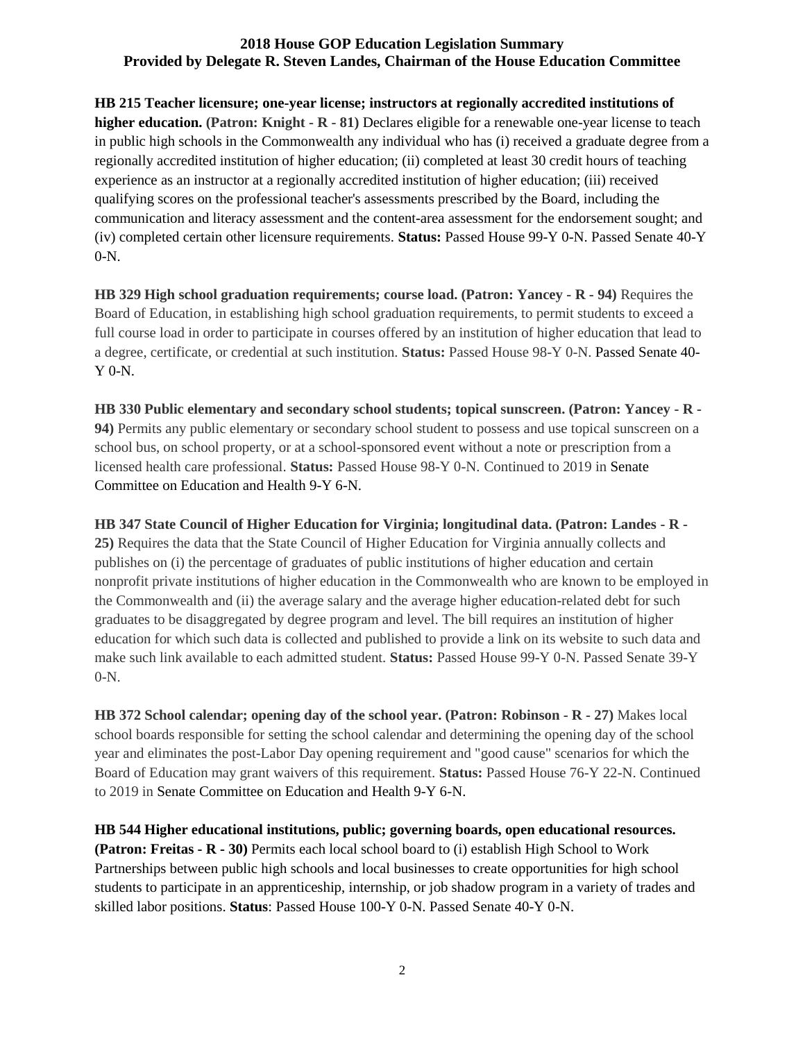# 2018 House GOP Education Legislation Summary
## Provided by Delegate R. Steven Landes, Chairman of the House Education Committee

**HB 215 Teacher licensure; one-year license; instructors at regionally accredited institutions of higher education. (Patron: Knight - R - 81)** Declares eligible for a renewable one-year license to teach in public high schools in the Commonwealth any individual who has (i) received a graduate degree from a regionally accredited institution of higher education; (ii) completed at least 30 credit hours of teaching experience as an instructor at a regionally accredited institution of higher education; (iii) received qualifying scores on the professional teacher's assessments prescribed by the Board, including the communication and literacy assessment and the content-area assessment for the endorsement sought; and (iv) completed certain other licensure requirements. **Status:** Passed House 99-Y 0-N. Passed Senate 40-Y 0-N.

**HB 329 High school graduation requirements; course load. (Patron: Yancey - R - 94)** Requires the Board of Education, in establishing high school graduation requirements, to permit students to exceed a full course load in order to participate in courses offered by an institution of higher education that lead to a degree, certificate, or credential at such institution. **Status:** Passed House 98-Y 0-N. Passed Senate 40-Y 0-N.

**HB 330 Public elementary and secondary school students; topical sunscreen. (Patron: Yancey - R - 94)** Permits any public elementary or secondary school student to possess and use topical sunscreen on a school bus, on school property, or at a school-sponsored event without a note or prescription from a licensed health care professional. **Status:** Passed House 98-Y 0-N. Continued to 2019 in Senate Committee on Education and Health 9-Y 6-N.

**HB 347 State Council of Higher Education for Virginia; longitudinal data. (Patron: Landes - R - 25)** Requires the data that the State Council of Higher Education for Virginia annually collects and publishes on (i) the percentage of graduates of public institutions of higher education and certain nonprofit private institutions of higher education in the Commonwealth who are known to be employed in the Commonwealth and (ii) the average salary and the average higher education-related debt for such graduates to be disaggregated by degree program and level. The bill requires an institution of higher education for which such data is collected and published to provide a link on its website to such data and make such link available to each admitted student. **Status:** Passed House 99-Y 0-N. Passed Senate 39-Y 0-N.

**HB 372 School calendar; opening day of the school year. (Patron: Robinson - R - 27)** Makes local school boards responsible for setting the school calendar and determining the opening day of the school year and eliminates the post-Labor Day opening requirement and "good cause" scenarios for which the Board of Education may grant waivers of this requirement. **Status:** Passed House 76-Y 22-N. Continued to 2019 in Senate Committee on Education and Health 9-Y 6-N.

**HB 544 Higher educational institutions, public; governing boards, open educational resources. (Patron: Freitas - R - 30)** Permits each local school board to (i) establish High School to Work Partnerships between public high schools and local businesses to create opportunities for high school students to participate in an apprenticeship, internship, or job shadow program in a variety of trades and skilled labor positions. **Status**: Passed House 100-Y 0-N. Passed Senate 40-Y 0-N.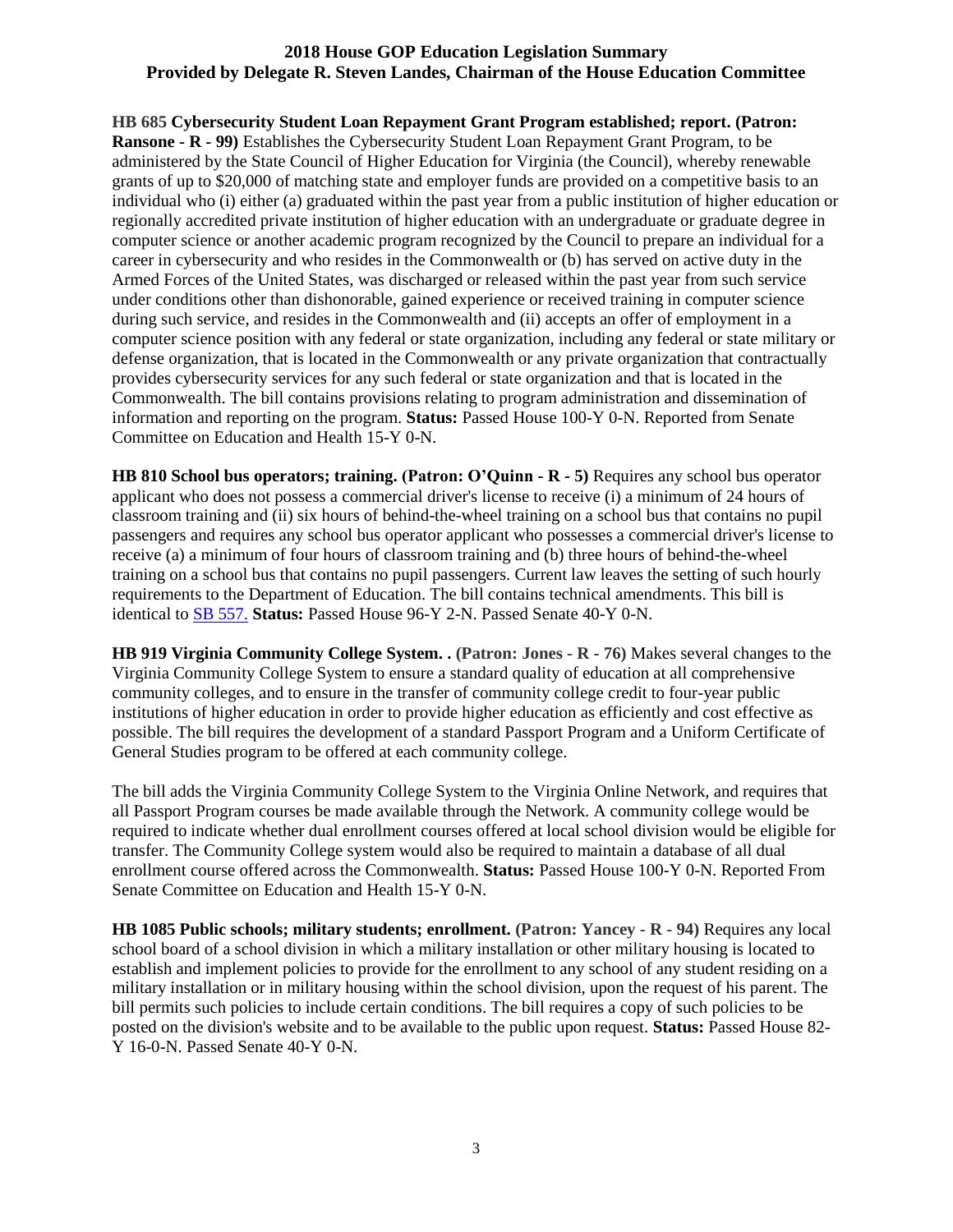**2018 House GOP Education Legislation Summary**
**Provided by Delegate R. Steven Landes, Chairman of the House Education Committee**

**HB 685 Cybersecurity Student Loan Repayment Grant Program established; report. (Patron: Ransone - R - 99)** Establishes the Cybersecurity Student Loan Repayment Grant Program, to be administered by the State Council of Higher Education for Virginia (the Council), whereby renewable grants of up to $20,000 of matching state and employer funds are provided on a competitive basis to an individual who (i) either (a) graduated within the past year from a public institution of higher education or regionally accredited private institution of higher education with an undergraduate or graduate degree in computer science or another academic program recognized by the Council to prepare an individual for a career in cybersecurity and who resides in the Commonwealth or (b) has served on active duty in the Armed Forces of the United States, was discharged or released within the past year from such service under conditions other than dishonorable, gained experience or received training in computer science during such service, and resides in the Commonwealth and (ii) accepts an offer of employment in a computer science position with any federal or state organization, including any federal or state military or defense organization, that is located in the Commonwealth or any private organization that contractually provides cybersecurity services for any such federal or state organization and that is located in the Commonwealth. The bill contains provisions relating to program administration and dissemination of information and reporting on the program. **Status:** Passed House 100-Y 0-N. Reported from Senate Committee on Education and Health 15-Y 0-N.

**HB 810 School bus operators; training. (Patron: O'Quinn - R - 5)** Requires any school bus operator applicant who does not possess a commercial driver's license to receive (i) a minimum of 24 hours of classroom training and (ii) six hours of behind-the-wheel training on a school bus that contains no pupil passengers and requires any school bus operator applicant who possesses a commercial driver's license to receive (a) a minimum of four hours of classroom training and (b) three hours of behind-the-wheel training on a school bus that contains no pupil passengers. Current law leaves the setting of such hourly requirements to the Department of Education. The bill contains technical amendments. This bill is identical to SB 557. **Status:** Passed House 96-Y 2-N. Passed Senate 40-Y 0-N.

**HB 919 Virginia Community College System. . (Patron: Jones - R - 76)** Makes several changes to the Virginia Community College System to ensure a standard quality of education at all comprehensive community colleges, and to ensure in the transfer of community college credit to four-year public institutions of higher education in order to provide higher education as efficiently and cost effective as possible. The bill requires the development of a standard Passport Program and a Uniform Certificate of General Studies program to be offered at each community college.

The bill adds the Virginia Community College System to the Virginia Online Network, and requires that all Passport Program courses be made available through the Network. A community college would be required to indicate whether dual enrollment courses offered at local school division would be eligible for transfer. The Community College system would also be required to maintain a database of all dual enrollment course offered across the Commonwealth. **Status:** Passed House 100-Y 0-N. Reported From Senate Committee on Education and Health 15-Y 0-N.

**HB 1085 Public schools; military students; enrollment. (Patron: Yancey - R - 94)** Requires any local school board of a school division in which a military installation or other military housing is located to establish and implement policies to provide for the enrollment to any school of any student residing on a military installation or in military housing within the school division, upon the request of his parent. The bill permits such policies to include certain conditions. The bill requires a copy of such policies to be posted on the division's website and to be available to the public upon request. **Status:** Passed House 82-Y 16-0-N. Passed Senate 40-Y 0-N.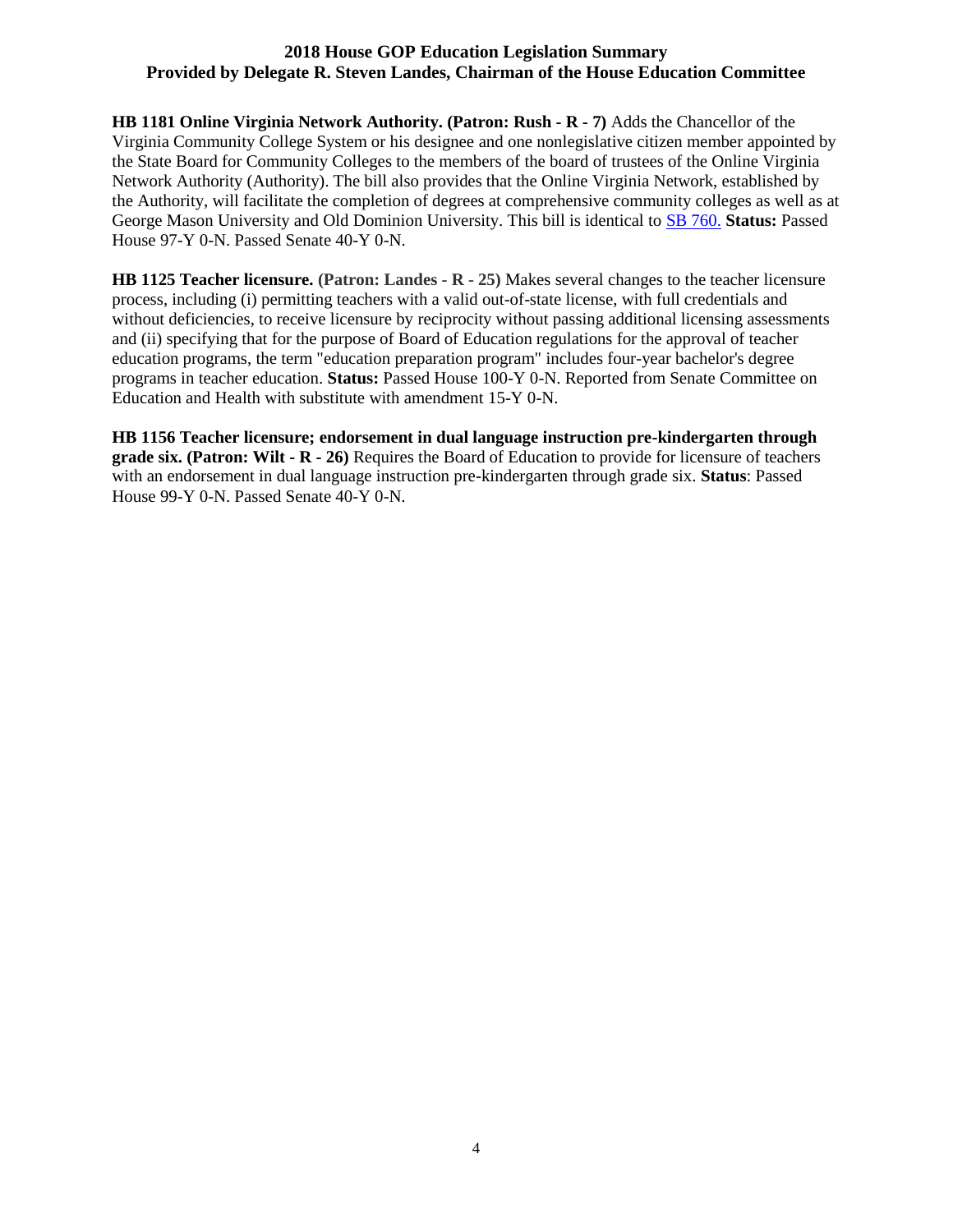**HB 1181 Online Virginia Network Authority. (Patron: Rush - R - 7)** Adds the Chancellor of the Virginia Community College System or his designee and one nonlegislative citizen member appointed by the State Board for Community Colleges to the members of the board of trustees of the Online Virginia Network Authority (Authority). The bill also provides that the Online Virginia Network, established by the Authority, will facilitate the completion of degrees at comprehensive community colleges as well as at George Mason University and Old Dominion University. This bill is identical to SB 760. **Status:** Passed House 97-Y 0-N. Passed Senate 40-Y 0-N.

**HB 1125 Teacher licensure. (Patron: Landes - R - 25)** Makes several changes to the teacher licensure process, including (i) permitting teachers with a valid out-of-state license, with full credentials and without deficiencies, to receive licensure by reciprocity without passing additional licensing assessments and (ii) specifying that for the purpose of Board of Education regulations for the approval of teacher education programs, the term "education preparation program" includes four-year bachelor's degree programs in teacher education. **Status:** Passed House 100-Y 0-N. Reported from Senate Committee on Education and Health with substitute with amendment 15-Y 0-N.

**HB 1156 Teacher licensure; endorsement in dual language instruction pre-kindergarten through grade six. (Patron: Wilt - R - 26)** Requires the Board of Education to provide for licensure of teachers with an endorsement in dual language instruction pre-kindergarten through grade six. **Status**: Passed House 99-Y 0-N. Passed Senate 40-Y 0-N.